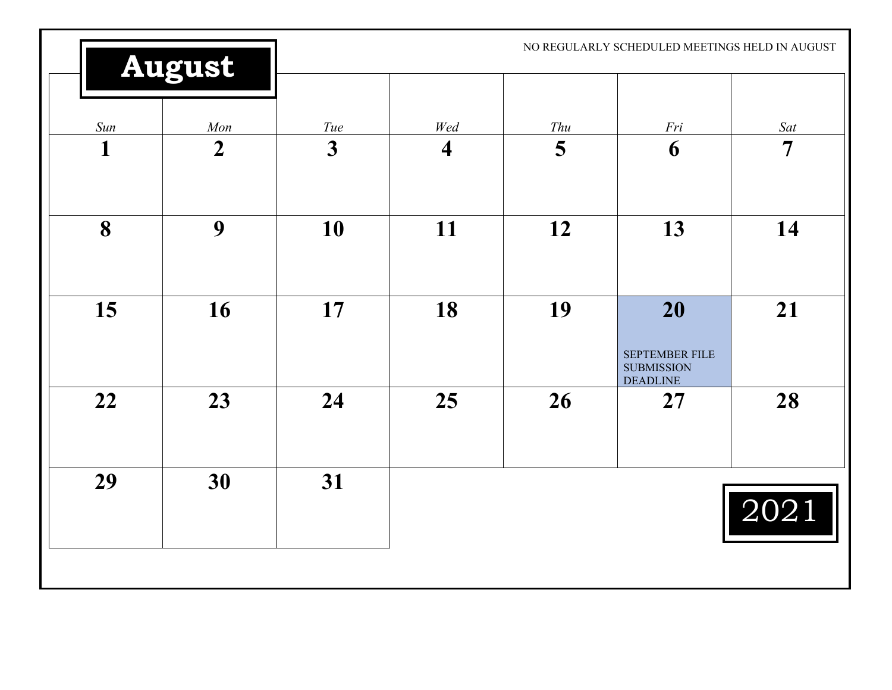# August

NO REGULARLY SCHEDULED MEETINGS HELD IN AUGUST

| Sun | Mon | Tue | Wed | Thu | Fri | Sat |
|---|---|---|---|---|---|---|
| 1 | 2 | 3 | 4 | 5 | 6 | 7 |
| 8 | 9 | 10 | 11 | 12 | 13 | 14 |
| 15 | 16 | 17 | 18 | 19 | 20 SEPTEMBER FILE SUBMISSION DEADLINE | 21 |
| 22 | 23 | 24 | 25 | 26 | 27 | 28 |
| 29 | 30 | 31 | | | | |

2021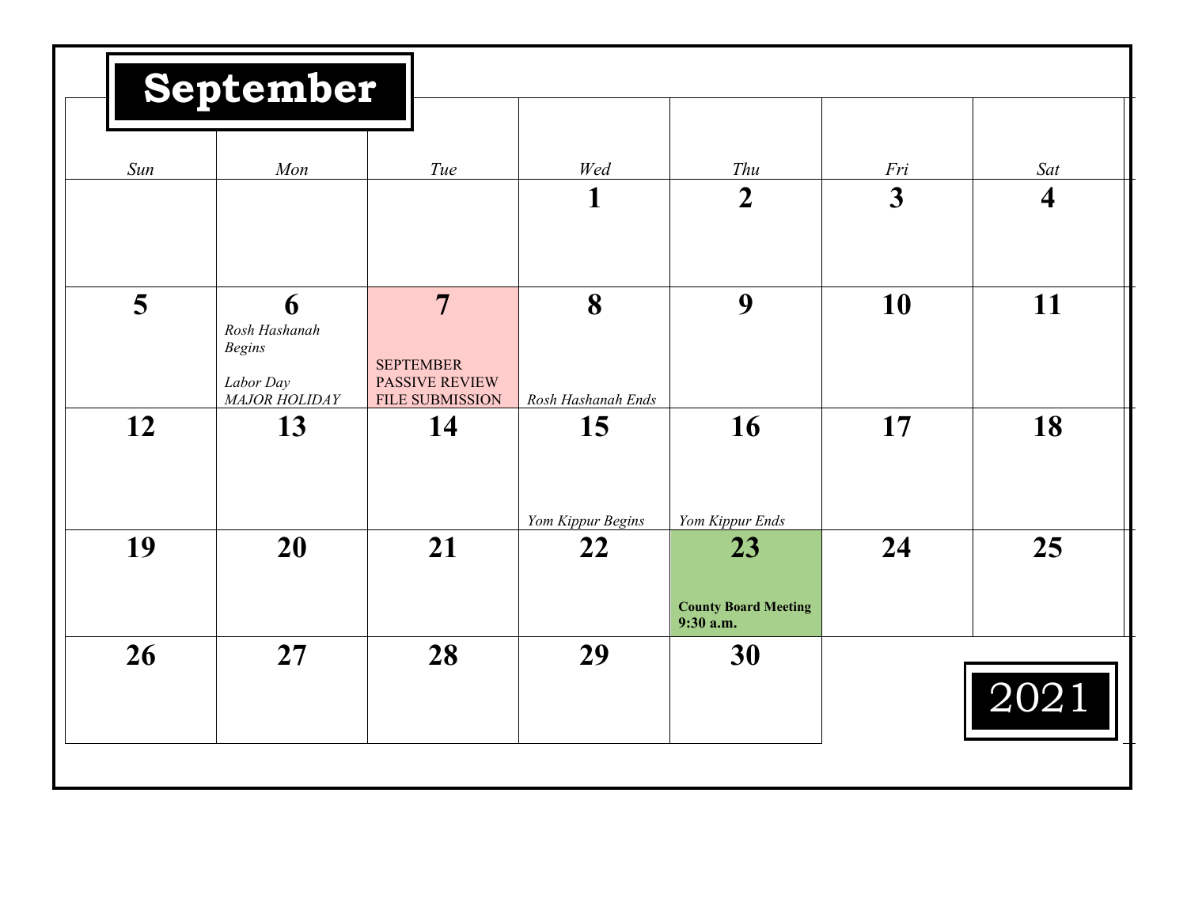# September

## 2021

| Sun | Mon | Tue | Wed | Thu | Fri | Sat |
|---|---|---|---|---|---|---|
| | | | **1** | **2** | **3** | **4** |
| **5** | **6**<br>*Rosh Hashanah Begins*<br><br>*Labor Day*<br>*MAJOR HOLIDAY* | **7**<br>SEPTEMBER PASSIVE REVIEW FILE SUBMISSION | **8**<br>*Rosh Hashanah Ends* | **9** | **10** | **11** |
| **12** | **13** | **14** | **15**<br>*Yom Kippur Begins* | **16**<br>*Yom Kippur Ends* | **17** | **18** |
| **19** | **20** | **21** | **22** | **23**<br>**County Board Meeting 9:30 a.m.** | **24** | **25** |
| **26** | **27** | **28** | **29** | **30** | | |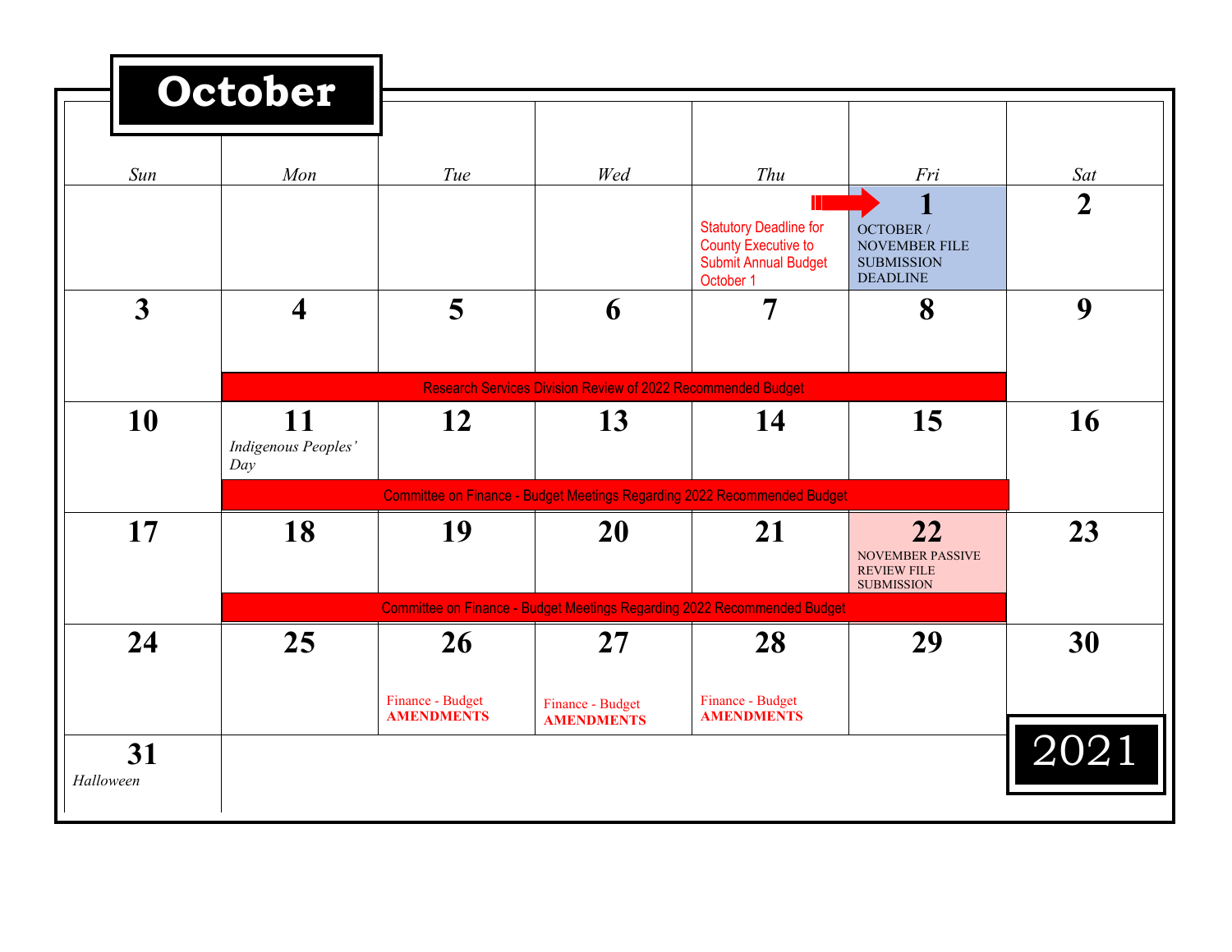# October 2021

| Sun | Mon | Tue | Wed | Thu | Fri | Sat |
|---|---|---|---|---|---|---|
| | | | | Statutory Deadline for County Executive to Submit Annual Budget October 1 | **1** OCTOBER / NOVEMBER FILE SUBMISSION DEADLINE | **2** |
| **3** | **4** Research Services Division Review of 2022 Recommended Budget | **5** Research Services Division Review of 2022 Recommended Budget | **6** Research Services Division Review of 2022 Recommended Budget | **7** Research Services Division Review of 2022 Recommended Budget | **8** Research Services Division Review of 2022 Recommended Budget | **9** |
| **10** | **11** *Indigenous Peoples' Day* Committee on Finance - Budget Meetings Regarding 2022 Recommended Budget | **12** Committee on Finance - Budget Meetings Regarding 2022 Recommended Budget | **13** Committee on Finance - Budget Meetings Regarding 2022 Recommended Budget | **14** Committee on Finance - Budget Meetings Regarding 2022 Recommended Budget | **15** Committee on Finance - Budget Meetings Regarding 2022 Recommended Budget | **16** |
| **17** | **18** Committee on Finance - Budget Meetings Regarding 2022 Recommended Budget | **19** Committee on Finance - Budget Meetings Regarding 2022 Recommended Budget | **20** Committee on Finance - Budget Meetings Regarding 2022 Recommended Budget | **21** Committee on Finance - Budget Meetings Regarding 2022 Recommended Budget | **22** NOVEMBER PASSIVE REVIEW FILE SUBMISSION; Committee on Finance - Budget Meetings Regarding 2022 Recommended Budget | **23** |
| **24** | **25** | **26** Finance - Budget **AMENDMENTS** | **27** Finance - Budget **AMENDMENTS** | **28** Finance - Budget **AMENDMENTS** | **29** | **30** |
| **31** *Halloween* | | | | | | |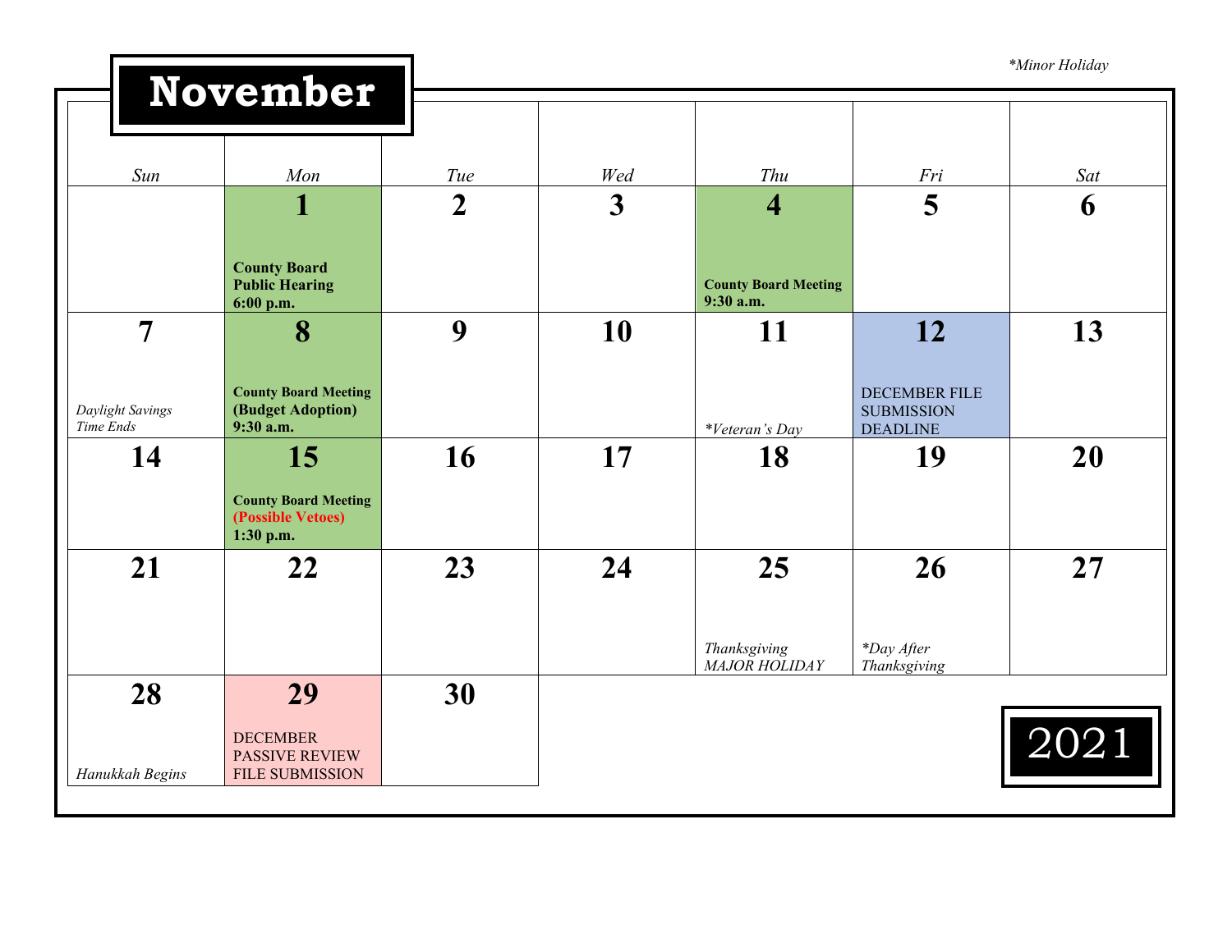*Minor Holiday

# November

| Sun | Mon | Tue | Wed | Thu | Fri | Sat |
|---|---|---|---|---|---|---|
| | **1** **County Board Public Hearing 6:00 p.m.** | **2** | **3** | **4** **County Board Meeting 9:30 a.m.** | **5** | **6** |
| **7** *Daylight Savings Time Ends* | **8** **County Board Meeting (Budget Adoption) 9:30 a.m.** | **9** | **10** | **11** *\*Veteran's Day* | **12** DECEMBER FILE SUBMISSION DEADLINE | **13** |
| **14** | **15** **County Board Meeting (Possible Vetoes) 1:30 p.m.** | **16** | **17** | **18** | **19** | **20** |
| **21** | **22** | **23** | **24** | **25** *Thanksgiving MAJOR HOLIDAY* | **26** *\*Day After Thanksgiving* | **27** |
| **28** *Hanukkah Begins* | **29** DECEMBER PASSIVE REVIEW FILE SUBMISSION | **30** | | | | |

2021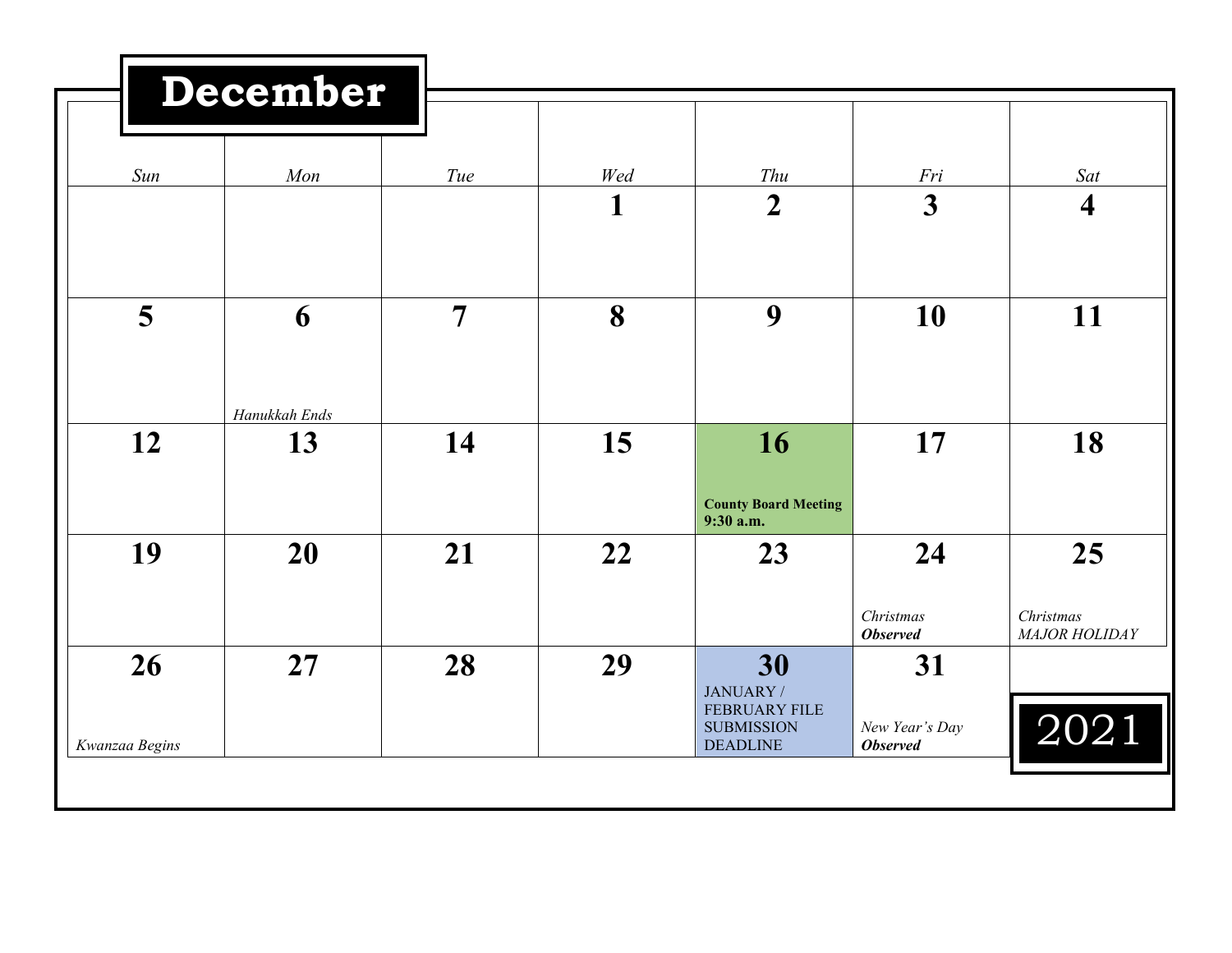# December

| Sun | Mon | Tue | Wed | Thu | Fri | Sat |
|---|---|---|---|---|---|---|
| | | | **1** | **2** | **3** | **4** |
| **5** | **6** *Hanukkah Ends* | **7** | **8** | **9** | **10** | **11** |
| **12** | **13** | **14** | **15** | **16** **County Board Meeting 9:30 a.m.** | **17** | **18** |
| **19** | **20** | **21** | **22** | **23** | **24** *Christmas* ***Observed*** | **25** *Christmas* *MAJOR HOLIDAY* |
| **26** *Kwanzaa Begins* | **27** | **28** | **29** | **30** JANUARY / FEBRUARY FILE SUBMISSION DEADLINE | **31** *New Year's Day* ***Observed*** | |

2021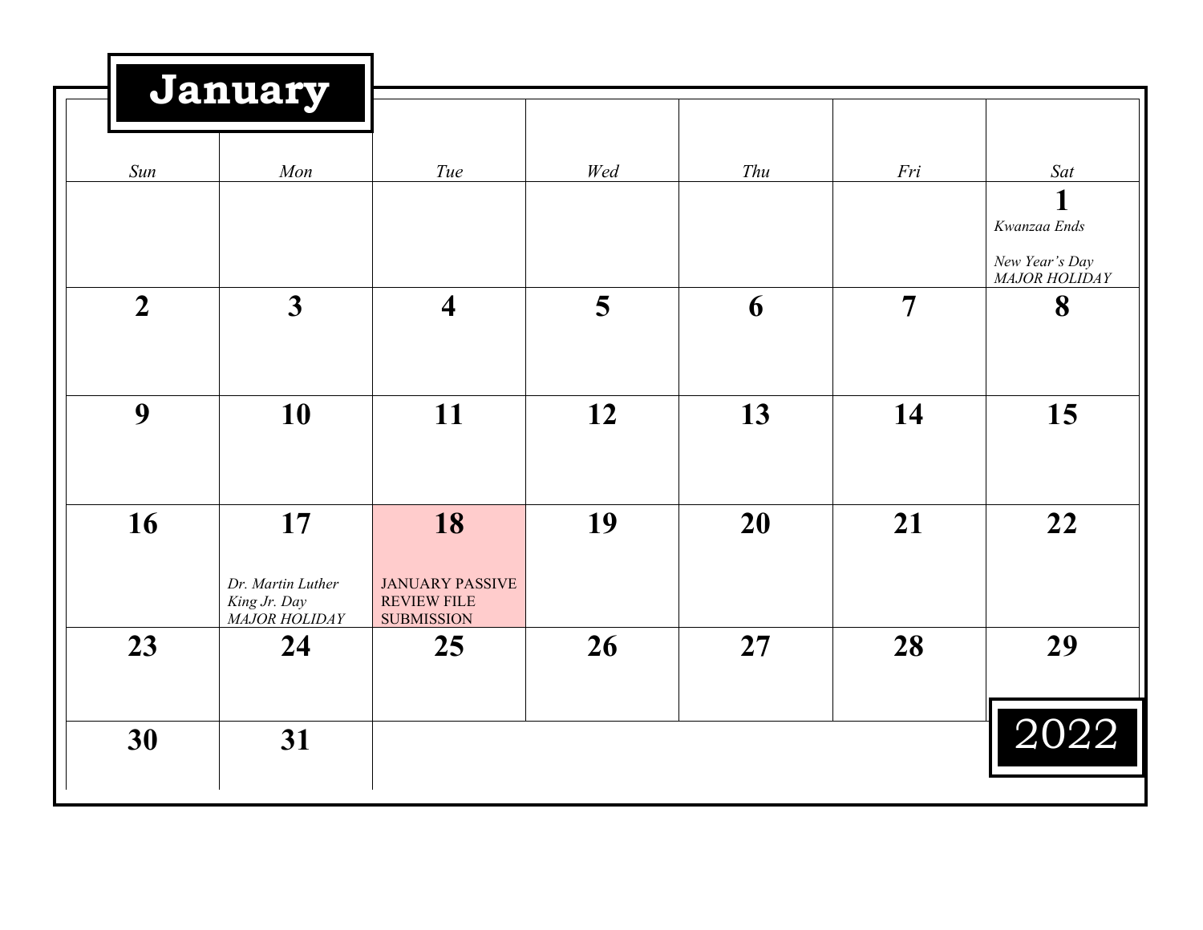# January 2022

| Sun | Mon | Tue | Wed | Thu | Fri | Sat |
|---|---|---|---|---|---|---|
| | | | | | | **1** *Kwanzaa Ends* *New Year's Day MAJOR HOLIDAY* |
| **2** | **3** | **4** | **5** | **6** | **7** | **8** |
| **9** | **10** | **11** | **12** | **13** | **14** | **15** |
| **16** | **17** *Dr. Martin Luther King Jr. Day MAJOR HOLIDAY* | **18** JANUARY PASSIVE REVIEW FILE SUBMISSION | **19** | **20** | **21** | **22** |
| **23** | **24** | **25** | **26** | **27** | **28** | **29** |
| **30** | **31** | | | | | |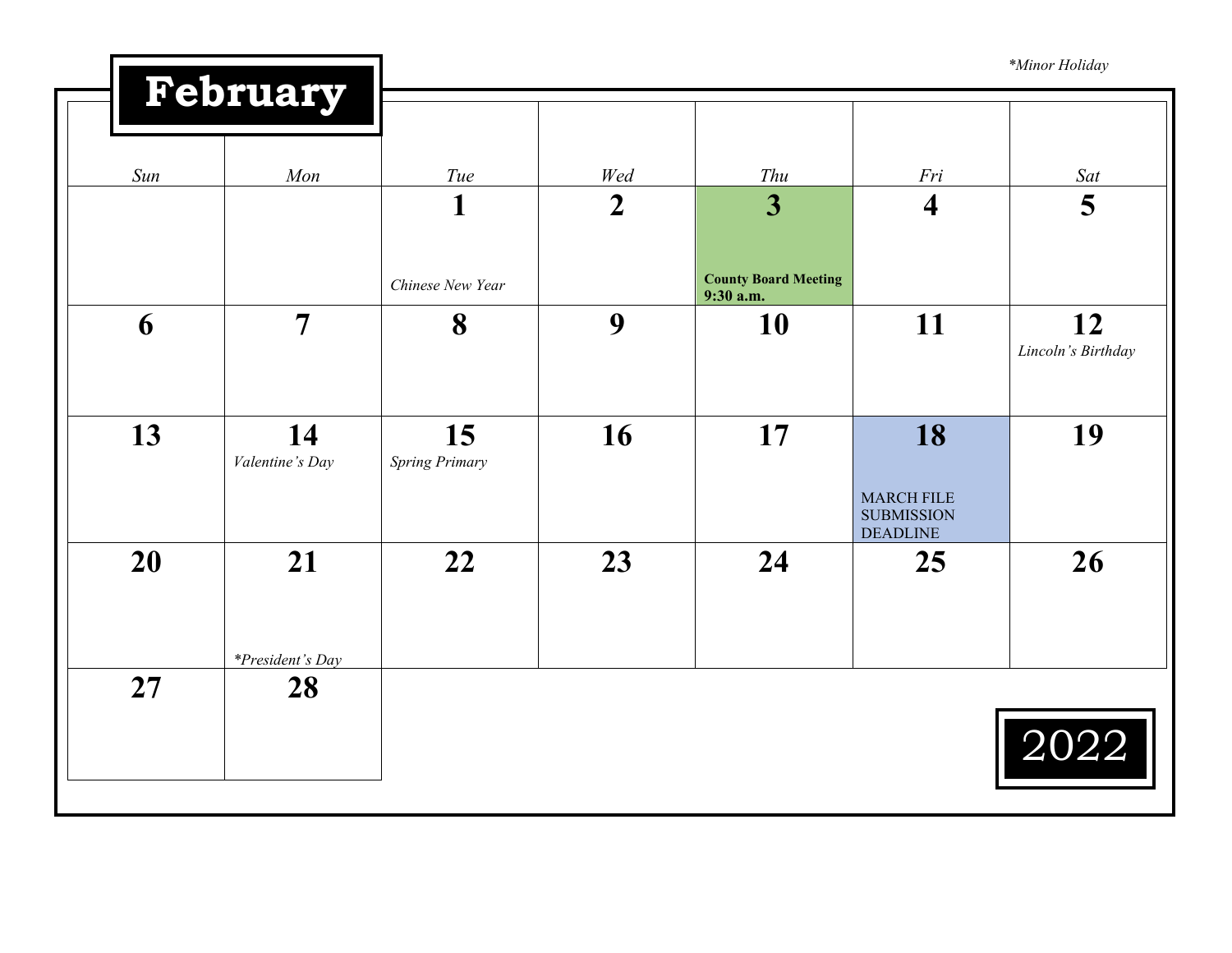*Minor Holiday

# February

| Sun | Mon | Tue | Wed | Thu | Fri | Sat |
|---|---|---|---|---|---|---|
| | | **1**<br>*Chinese New Year* | **2** | **3**<br>**County Board Meeting 9:30 a.m.** | **4** | **5** |
| **6** | **7** | **8** | **9** | **10** | **11** | **12**<br>*Lincoln's Birthday* |
| **13** | **14**<br>*Valentine's Day* | **15**<br>*Spring Primary* | **16** | **17** | **18**<br>MARCH FILE SUBMISSION DEADLINE | **19** |
| **20** | **21**<br>*\*President's Day* | **22** | **23** | **24** | **25** | **26** |
| **27** | **28** | | | | | |

2022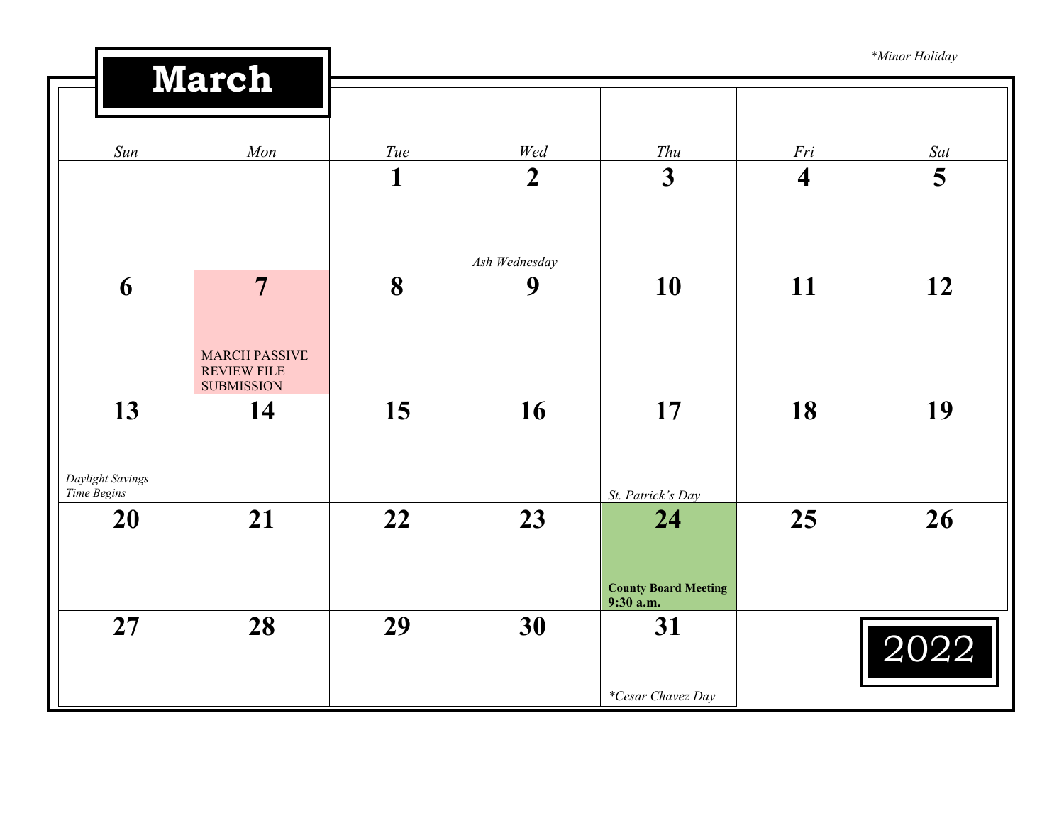*Minor Holiday

# March

| Sun | Mon | Tue | Wed | Thu | Fri | Sat |
|---|---|---|---|---|---|---|
| | | 1 | 2<br>*Ash Wednesday* | 3 | 4 | 5 |
| 6 | 7<br>MARCH PASSIVE REVIEW FILE SUBMISSION | 8 | 9 | 10 | 11 | 12 |
| 13<br>*Daylight Savings Time Begins* | 14 | 15 | 16 | 17<br>*St. Patrick's Day* | 18 | 19 |
| 20 | 21 | 22 | 23 | 24<br>**County Board Meeting 9:30 a.m.** | 25 | 26 |
| 27 | 28 | 29 | 30 | 31<br>*\*Cesar Chavez Day* | | |

2022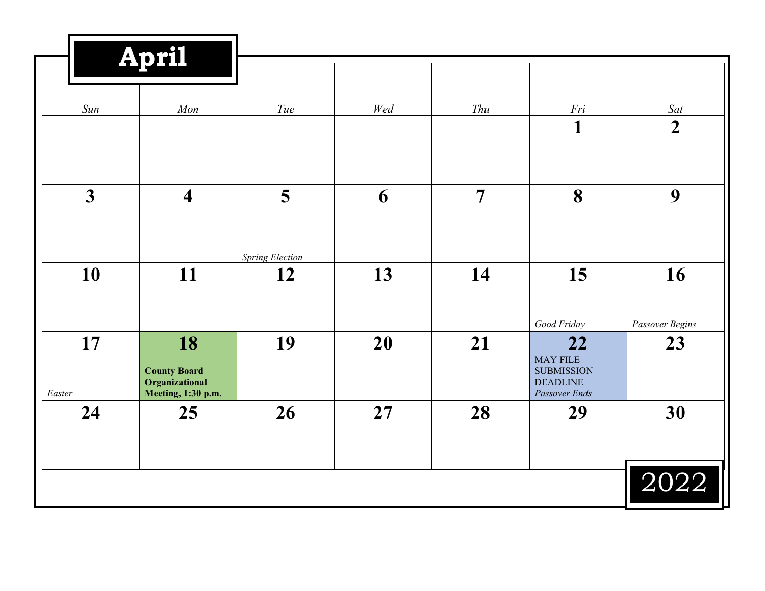# April

| Sun | Mon | Tue | Wed | Thu | Fri | Sat |
|---|---|---|---|---|---|---|
| | | | | | **1** | **2** |
| **3** | **4** | **5** *Spring Election* | **6** | **7** | **8** | **9** |
| **10** | **11** | **12** | **13** | **14** | **15** *Good Friday* | **16** *Passover Begins* |
| **17** *Easter* | **18** **County Board Organizational Meeting, 1:30 p.m.** | **19** | **20** | **21** | **22** MAY FILE SUBMISSION DEADLINE *Passover Ends* | **23** |
| **24** | **25** | **26** | **27** | **28** | **29** | **30** |

2022